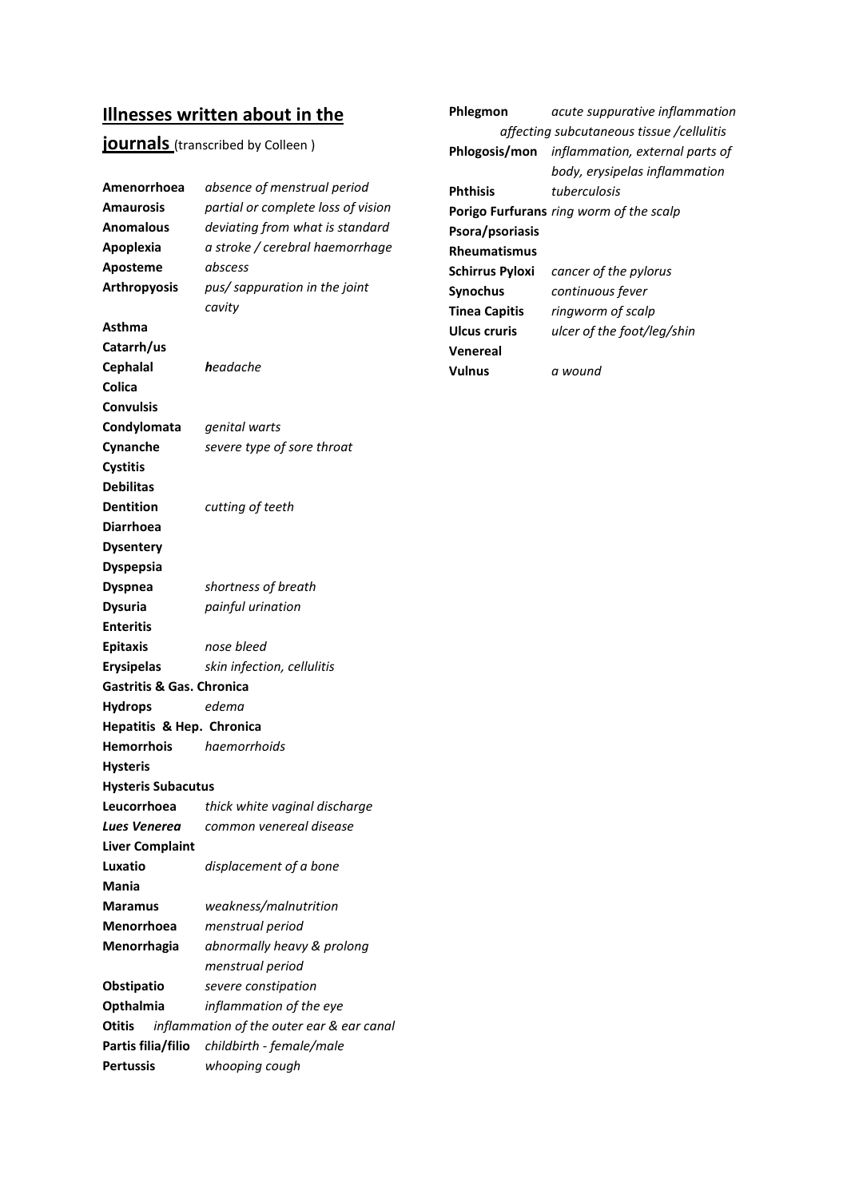## **Illnesses written about in the journals** (transcribed by Colleen )

| | |
|---|---|
| **Amenorrhoea** | *absence of menstrual period* |
| **Amaurosis** | *partial or complete loss of vision* |
| **Anomalous** | *deviating from what is standard* |
| **Apoplexia** | *a stroke / cerebral haemorrhage* |
| **Aposteme** | *abscess* |
| **Arthropyosis** | *pus/ sappuration in the joint cavity* |
| **Asthma** | |
| **Catarrh/us** | |
| **Cephalal** | ***h**eadache* |
| **Colica** | |
| **Convulsis** | |
| **Condylomata** | *genital warts* |
| **Cynanche** | *severe type of sore throat* |
| **Cystitis** | |
| **Debilitas** | |
| **Dentition** | *cutting of teeth* |
| **Diarrhoea** | |
| **Dysentery** | |
| **Dyspepsia** | |
| **Dyspnea** | *shortness of breath* |
| **Dysuria** | *painful urination* |
| **Enteritis** | |
| **Epitaxis** | *nose bleed* |
| **Erysipelas** | *skin infection, cellulitis* |
| **Gastritis & Gas. Chronica** | |
| **Hydrops** | *edema* |
| **Hepatitis & Hep. Chronica** | |
| **Hemorrhois** | *haemorrhoids* |
| **Hysteris** | |
| **Hysteris Subacutus** | |
| **Leucorrhoea** | *thick white vaginal discharge* |
| ***Lues Venerea*** | *common venereal disease* |
| **Liver Complaint** | |
| **Luxatio** | *displacement of a bone* |
| **Mania** | |
| **Maramus** | *weakness/malnutrition* |
| **Menorrhoea** | *menstrual period* |
| **Menorrhagia** | *abnormally heavy & prolong menstrual period* |
| **Obstipatio** | *severe constipation* |
| **Opthalmia** | *inflammation of the eye* |
| **Otitis** | *inflammation of the outer ear & ear canal* |
| **Partis filia/filio** | *childbirth - female/male* |
| **Pertussis** | *whooping cough* |
| **Phlegmon** | *acute suppurative inflammation affecting subcutaneous tissue /cellulitis* |
| **Phlogosis/mon** | *inflammation, external parts of body, erysipelas inflammation* |
| **Phthisis** | *tuberculosis* |
| **Porigo Furfurans** | *ring worm of the scalp* |
| **Psora/psoriasis** | |
| **Rheumatismus** | |
| **Schirrus Pyloxi** | *cancer of the pylorus* |
| **Synochus** | *continuous fever* |
| **Tinea Capitis** | *ringworm of scalp* |
| **Ulcus cruris** | *ulcer of the foot/leg/shin* |
| **Venereal** | |
| **Vulnus** | *a wound* |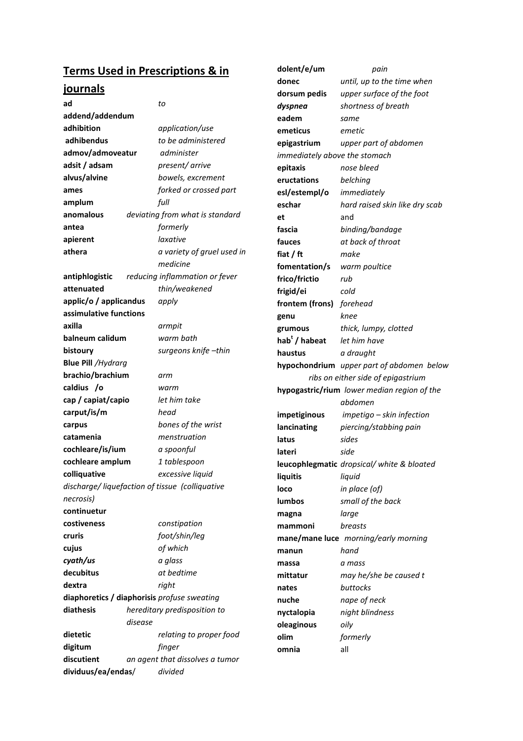## Terms Used in Prescriptions & in journals

| Term | Meaning |
|---|---|
| **ad** | *to* |
| **addend/addendum** | |
| **adhibition** | *application/use* |
| **adhibendus** | *to be administered* |
| **admov/admoveatur** | *administer* |
| **adsit / adsam** | *present/ arrive* |
| **alvus/alvine** | *bowels, excrement* |
| **ames** | *forked or crossed part* |
| **amplum** | *full* |
| **anomalous** | *deviating from what is standard* |
| **antea** | *formerly* |
| **apierent** | *laxative* |
| **athera** | *a variety of gruel used in medicine* |
| **antiphlogistic** | *reducing inflammation or fever* |
| **attenuated** | *thin/weakened* |
| **applic/o / applicandus** | *apply* |
| **assimulative functions** | |
| **axilla** | *armpit* |
| **balneum calidum** | *warm bath* |
| **bistoury** | *surgeons knife –thin* |
| **Blue Pill** */Hydrarg* | |
| **brachio/brachium** | *arm* |
| **caldius /o** | *warm* |
| **cap / capiat/capio** | *let him take* |
| **carput/is/m** | *head* |
| **carpus** | *bones of the wrist* |
| **catamenia** | *menstruation* |
| **cochleare/is/ium** | *a spoonful* |
| **cochleare amplum** | *1 tablespoon* |
| **colliquative** | *excessive liquid discharge/ liquefaction of tissue (colliquative necrosis)* |
| **continuetur** | |
| **costiveness** | *constipation* |
| **cruris** | *foot/shin/leg* |
| **cujus** | *of which* |
| ***cyath/us*** | *a glass* |
| **decubitus** | *at bedtime* |
| **dextra** | *right* |
| **diaphoretics / diaphorisis** | *profuse sweating* |
| **diathesis** | *hereditary predisposition to disease* |
| **dietetic** | *relating to proper food* |
| **digitum** | *finger* |
| **discutient** | *an agent that dissolves a tumor* |
| **dividuus/ea/endas/** | *divided* |
| **dolent/e/um** | *pain* |
| **donec** | *until, up to the time when* |
| **dorsum pedis** | *upper surface of the foot* |
| ***dyspnea*** | *shortness of breath* |
| **eadem** | *same* |
| **emeticus** | *emetic* |
| **epigastrium** | *upper part of abdomen immediately above the stomach* |
| **epitaxis** | *nose bleed* |
| **eructations** | *belching* |
| **esl/estempl/o** | *immediately* |
| **eschar** | *hard raised skin like dry scab* |
| **et** | and |
| **fascia** | *binding/bandage* |
| **fauces** | *at back of throat* |
| **fiat / ft** | *make* |
| **fomentation/s** | *warm poultice* |
| **frico/frictio** | *rub* |
| **frigid/ei** | *cold* |
| **frontem (frons)** | *forehead* |
| **genu** | *knee* |
| **grumous** | *thick, lumpy, clotted* |
| **hab**[t] **/ habeat** | *let him have* |
| **haustus** | *a draught* |
| **hypochondrium** | *upper part of abdomen below ribs on either side of epigastrium* |
| **hypogastric/rium** | *lower median region of the abdomen* |
| **impetiginous** | *impetigo – skin infection* |
| **lancinating** | *piercing/stabbing pain* |
| **latus** | *sides* |
| **lateri** | *side* |
| **leucophlegmatic** | *dropsical/ white & bloated* |
| **liquitis** | *liquid* |
| **loco** | *in place (of)* |
| **lumbos** | *small of the back* |
| **magna** | *large* |
| **mammoni** | *breasts* |
| **mane/mane luce** | *morning/early morning* |
| **manun** | *hand* |
| **massa** | *a mass* |
| **mittatur** | *may he/she be caused t* |
| **nates** | *buttocks* |
| **nuche** | *nape of neck* |
| **nyctalopia** | *night blindness* |
| **oleaginous** | *oily* |
| **olim** | *formerly* |
| **omnia** | all |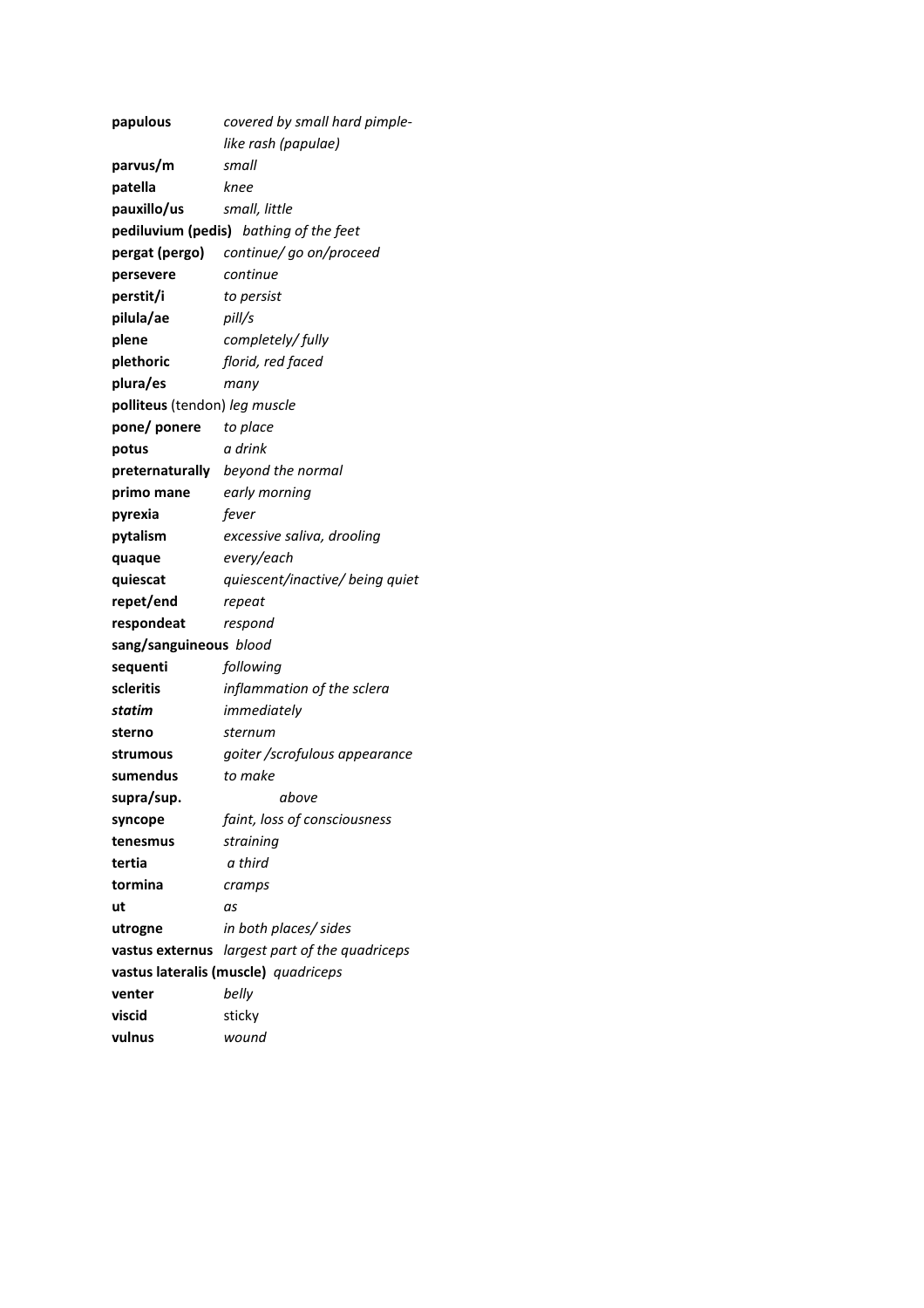**papulous** *covered by small hard pimple-like rash (papulae)*
**parvus/m** *small*
**patella** *knee*
**pauxillo/us** *small, little*
**pediluvium (pedis)** *bathing of the feet*
**pergat (pergo)** *continue/ go on/proceed*
**persevere** *continue*
**perstit/i** *to persist*
**pilula/ae** *pill/s*
**plene** *completely/ fully*
**plethoric** *florid, red faced*
**plura/es** *many*
**polliteus** (tendon) *leg muscle*
**pone/ ponere** *to place*
**potus** *a drink*
**preternaturally** *beyond the normal*
**primo mane** *early morning*
**pyrexia** *fever*
**pytalism** *excessive saliva, drooling*
**quaque** *every/each*
**quiescat** *quiescent/inactive/ being quiet*
**repet/end** *repeat*
**respondeat** *respond*
**sang/sanguineous** *blood*
**sequenti** *following*
**scleritis** *inflammation of the sclera*
***statim*** *immediately*
**sterno** *sternum*
**strumous** *goiter /scrofulous appearance*
**sumendus** *to make*
**supra/sup.** *above*
**syncope** *faint, loss of consciousness*
**tenesmus** *straining*
**tertia** *a third*
**tormina** *cramps*
**ut** *as*
**utrogne** *in both places/ sides*
**vastus externus** *largest part of the quadriceps*
**vastus lateralis (muscle)** *quadriceps*
**venter** *belly*
**viscid** sticky
**vulnus** *wound*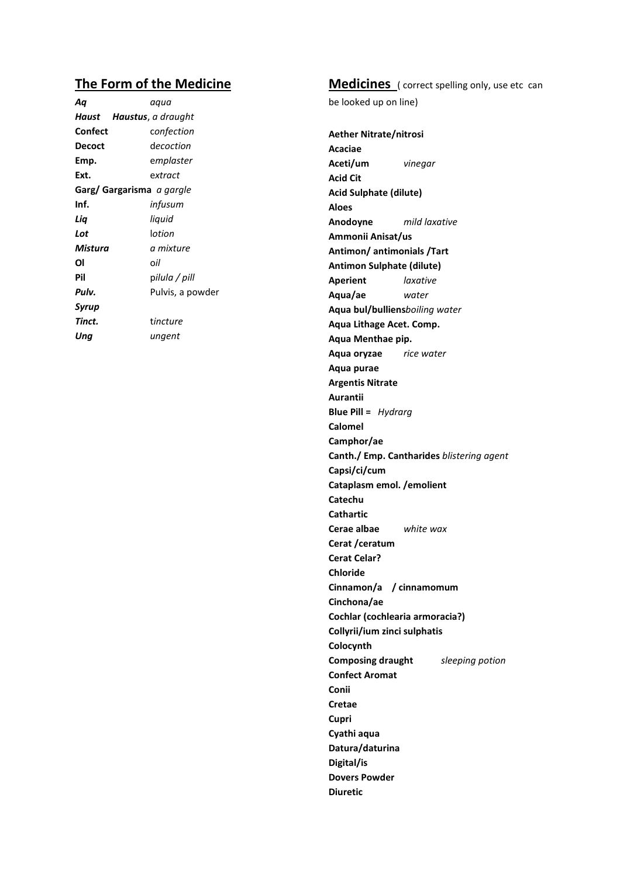## The Form of the Medicine

| | |
|---|---|
| ***Aq*** | *aqua* |
| ***Haust*** | ***Haustus****, a draught* |
| **Confect** | c*onfection* |
| **Decoct** | d*ecoction* |
| **Emp.** | e*mplaster* |
| **Ext.** | e*xtract* |
| **Garg/ Gargarisma** | *a gargle* |
| **Inf.** | *infusum* |
| ***Liq*** | *liquid* |
| ***Lot*** | l*otion* |
| ***Mistura*** | *a mixture* |
| **Ol** | *oil* |
| **Pil** | p*ilula / pill* |
| ***Pulv.*** | Pulvis, a powder |
| ***Syrup*** | |
| ***Tinct.*** | t*incture* |
| ***Ung*** | *ungent* |

## Medicines ( correct spelling only, use etc can be looked up on line)

**Aether Nitrate/nitrosi**
**Acaciae**
**Aceti/um** *vinegar*
**Acid Cit**
**Acid Sulphate (dilute)**
**Aloes**
**Anodoyne** *mild laxative*
**Ammonii Anisat/us**
**Antimon/ antimonials /Tart**
**Antimon Sulphate (dilute)**
**Aperient** *laxative*
**Aqua/ae** *water*
**Aqua bul/bulliens***boiling water*
**Aqua Lithage Acet. Comp.**
**Aqua Menthae pip.**
**Aqua oryzae** *rice water*
**Aqua purae**
**Argentis Nitrate**
**Aurantii**
**Blue Pill =** *Hydrarg*
**Calomel**
**Camphor/ae**
**Canth./ Emp. Cantharides** *blistering agent*
**Capsi/ci/cum**
**Cataplasm emol. /emolient**
**Catechu**
**Cathartic**
**Cerae albae** *white wax*
**Cerat /ceratum**
**Cerat Celar?**
**Chloride**
**Cinnamon/a / cinnamomum**
**Cinchona/ae**
**Cochlar (cochlearia armoracia?)**
**Collyrii/ium zinci sulphatis**
**Colocynth**
**Composing draught** *sleeping potion*
**Confect Aromat**
**Conii**
**Cretae**
**Cupri**
**Cyathi aqua**
**Datura/daturina**
**Digital/is**
**Dovers Powder**
**Diuretic**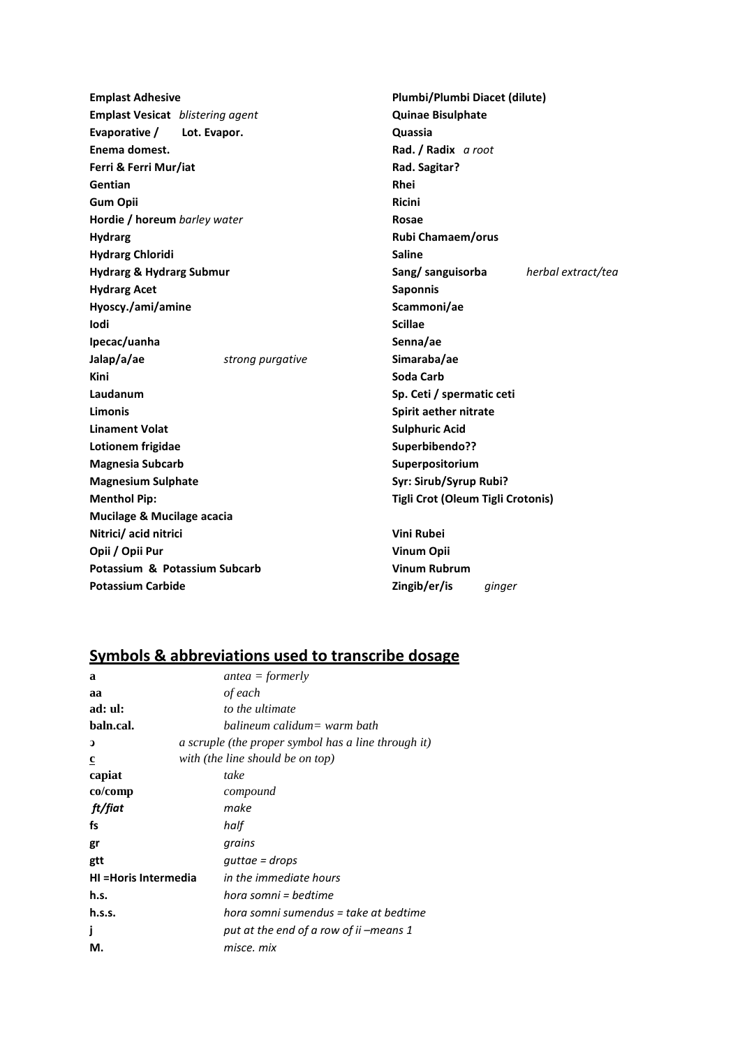**Emplast Adhesive**
**Emplast Vesicat** *blistering agent*
**Evaporative / Lot. Evapor.**
**Enema domest.**
**Ferri & Ferri Mur/iat**
**Gentian**
**Gum Opii**
**Hordie / horeum** *barley water*
**Hydrarg**
**Hydrarg Chloridi**
**Hydrarg & Hydrarg Submur**
**Hydrarg Acet**
**Hyoscy./ami/amine**
**Iodi**
**Ipecac/uanha**
**Jalap/a/ae** *strong purgative*
**Kini**
**Laudanum**
**Limonis**
**Linament Volat**
**Lotionem frigidae**
**Magnesia Subcarb**
**Magnesium Sulphate**
**Menthol Pip:**
**Mucilage & Mucilage acacia**
**Nitrici/ acid nitrici**
**Opii / Opii Pur**
**Potassium & Potassium Subcarb**
**Potassium Carbide**

**Plumbi/Plumbi Diacet (dilute)**
**Quinae Bisulphate**
**Quassia**
**Rad. / Radix** *a root*
**Rad. Sagitar?**
**Rhei**
**Ricini**
**Rosae**
**Rubi Chamaem/orus**
**Saline**
**Sang/ sanguisorba** *herbal extract/tea*
**Saponnis**
**Scammoni/ae**
**Scillae**
**Senna/ae**
**Simaraba/ae**
**Soda Carb**
**Sp. Ceti / spermatic ceti**
**Spirit aether nitrate**
**Sulphuric Acid**
**Superbibendo??**
**Superpositorium**
**Syr: Sirub/Syrup Rubi?**
**Tigli Crot (Oleum Tigli Crotonis)**

**Vini Rubei**
**Vinum Opii**
**Vinum Rubrum**
**Zingib/er/is** *ginger*

## Symbols & abbreviations used to transcribe dosage

| | |
|---|---|
| **a** | *antea = formerly* |
| **aa** | *of each* |
| **ad: ul:** | *to the ultimate* |
| **baln.cal.** | *balineum calidum= warm bath* |
| **ɔ** | *a scruple (the proper symbol has a line through it)* |
| **c̲** | *with (the line should be on top)* |
| **capiat** | *take* |
| **co/comp** | *compound* |
| ***ft/fiat*** | *make* |
| **fs** | *half* |
| **gr** | *grains* |
| **gtt** | *guttae = drops* |
| **HI =Horis Intermedia** | *in the immediate hours* |
| **h.s.** | *hora somni = bedtime* |
| **h.s.s.** | *hora somni sumendus = take at bedtime* |
| **j** | *put at the end of a row of ii –means 1* |
| **M.** | *misce. mix* |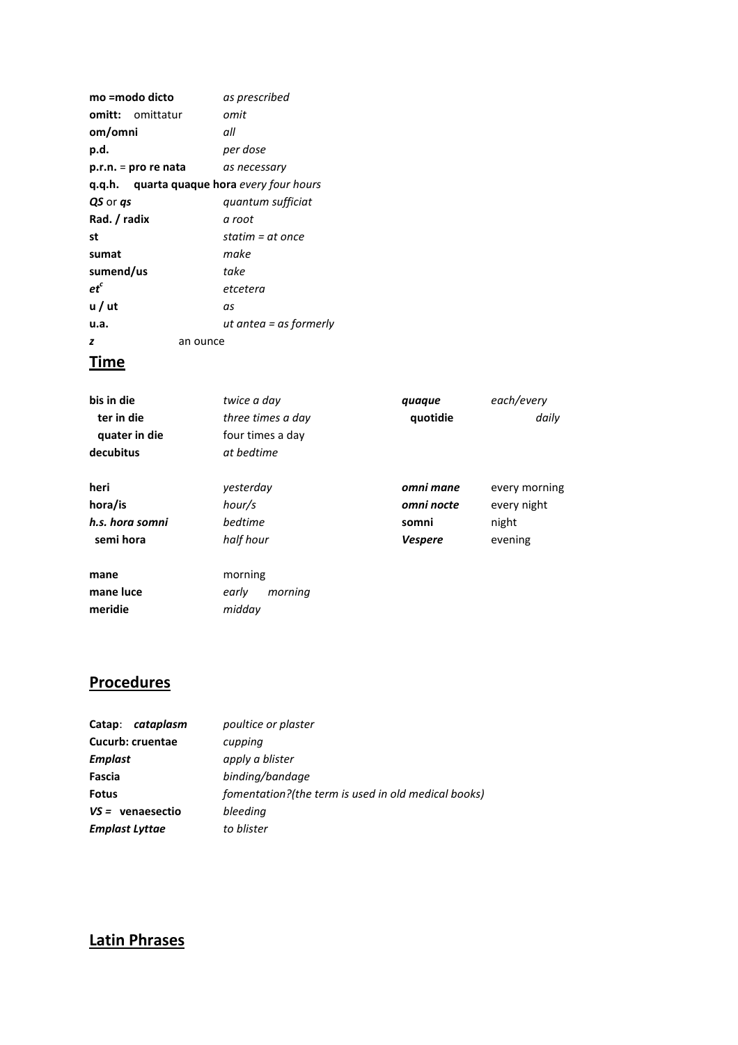| | |
|---|---|
| **mo =modo dicto** | *as prescribed* |
| **omitt:** omittatur | *omit* |
| **om/omni** | *all* |
| **p.d.** | *per dose* |
| **p.r.n.** = **pro re nata** | *as necessary* |
| **q.q.h.** **quarta quaque hora** | *every four hours* |
| ***QS*** or ***qs*** | *quantum sufficiat* |
| **Rad. / radix** | *a root* |
| **st** | *statim = at once* |
| **sumat** | *make* |
| **sumend/us** | *take* |
| ***et***^c^ | *etcetera* |
| **u / ut** | *as* |
| **u.a.** | *ut antea = as formerly* |
| ***z*** | an ounce |

## Time

| | | | |
|---|---|---|---|
| **bis in die** | *twice a day* | ***quaque*** | *each/every* |
| **ter in die** | *three times a day* | **quotidie** | *daily* |
| **quater in die** | four times a day | | |
| **decubitus** | *at bedtime* | | |
| | | | |
| **heri** | *yesterday* | ***omni mane*** | every morning |
| **hora/is** | *hour/s* | ***omni nocte*** | every night |
| ***h.s. hora somni*** | *bedtime* | **somni** | night |
| **semi hora** | *half hour* | ***Vespere*** | evening |
| | | | |
| **mane** | morning | | |
| **mane luce** | *early morning* | | |
| **meridie** | *midday* | | |

## Procedures

| | |
|---|---|
| **Catap**: ***cataplasm*** | *poultice or plaster* |
| **Cucurb: cruentae** | *cupping* |
| ***Emplast*** | *apply a blister* |
| **Fascia** | *binding/bandage* |
| **Fotus** | *fomentation?(the term is used in old medical books)* |
| ***VS =*** **venaesectio** | *bleeding* |
| ***Emplast Lyttae*** | *to blister* |

## Latin Phrases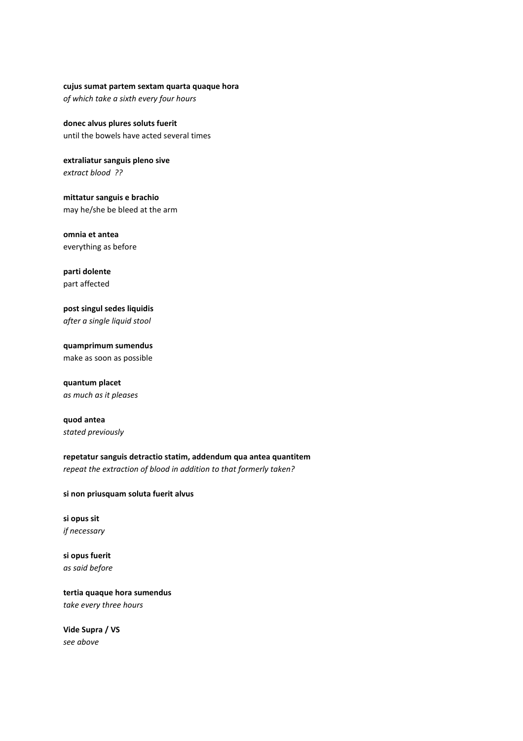**cujus sumat partem sextam quarta quaque hora**
*of which take a sixth every four hours*

**donec alvus plures soluts fuerit**
until the bowels have acted several times

**extraliatur sanguis pleno sive**
*extract blood ??*

**mittatur sanguis e brachio**
may he/she be bleed at the arm

**omnia et antea**
everything as before

**parti dolente**
part affected

**post singul sedes liquidis**
*after a single liquid stool*

**quamprimum sumendus**
make as soon as possible

**quantum placet**
*as much as it pleases*

**quod antea**
*stated previously*

**repetatur sanguis detractio statim, addendum qua antea quantitem**
*repeat the extraction of blood in addition to that formerly taken?*

**si non priusquam soluta fuerit alvus**

**si opus sit**
*if necessary*

**si opus fuerit**
*as said before*

**tertia quaque hora sumendus**
*take every three hours*

**Vide Supra / VS**
*see above*